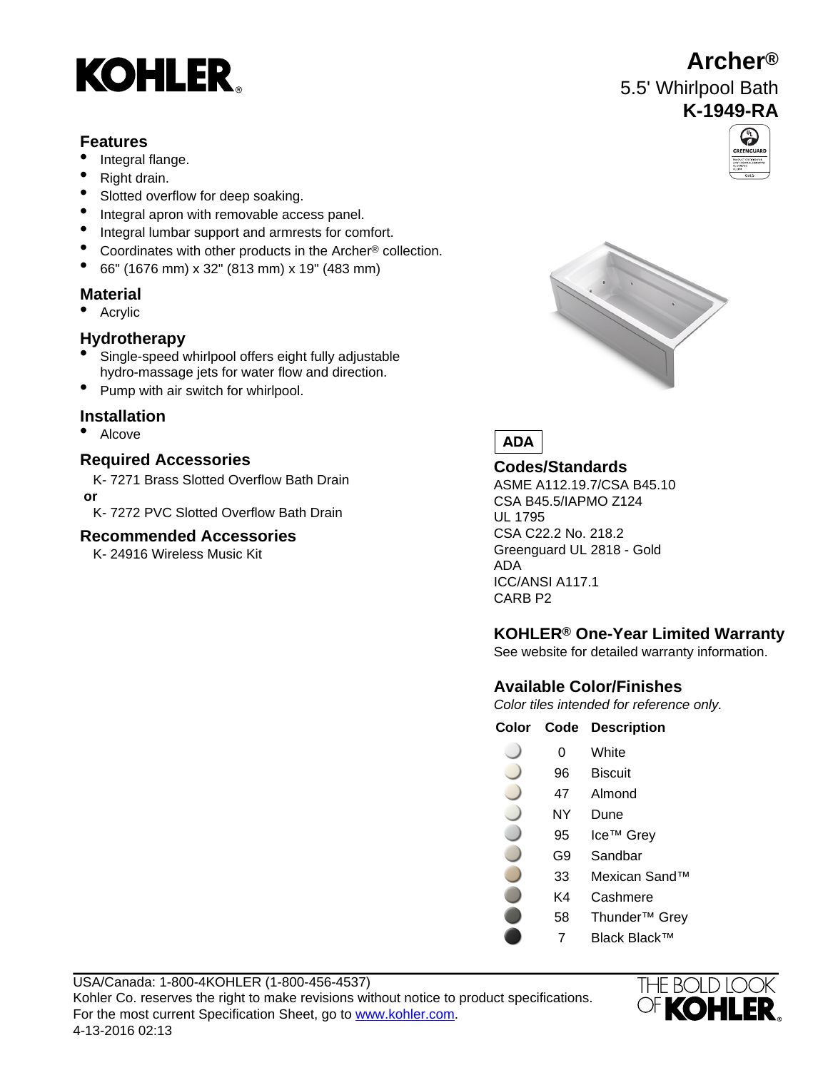# Archer®

## 5.5' Whirlpool Bath

## K-1949-RA

### Features

- Integral flange.
- Right drain.
- Slotted overflow for deep soaking.
- Integral apron with removable access panel.
- Integral lumbar support and armrests for comfort.
- Coordinates with other products in the Archer® collection.
- 66" (1676 mm) x 32" (813 mm) x 19" (483 mm)

### Material

- Acrylic

### Hydrotherapy

- Single-speed whirlpool offers eight fully adjustable hydro-massage jets for water flow and direction.
- Pump with air switch for whirlpool.

### Installation

- Alcove

### Required Accessories

K- 7271 Brass Slotted Overflow Bath Drain

**or**

K- 7272 PVC Slotted Overflow Bath Drain

### Recommended Accessories

K- 24916 Wireless Music Kit

**ADA**

### Codes/Standards

ASME A112.19.7/CSA B45.10
CSA B45.5/IAPMO Z124
UL 1795
CSA C22.2 No. 218.2
Greenguard UL 2818 - Gold
ADA
ICC/ANSI A117.1
CARB P2

### KOHLER® One-Year Limited Warranty

See website for detailed warranty information.

### Available Color/Finishes

*Color tiles intended for reference only.*

| Color | Code | Description |
|---|---|---|
| | 0 | White |
| | 96 | Biscuit |
| | 47 | Almond |
| | NY | Dune |
| | 95 | Ice™ Grey |
| | G9 | Sandbar |
| | 33 | Mexican Sand™ |
| | K4 | Cashmere |
| | 58 | Thunder™ Grey |
| | 7 | Black Black™ |

USA/Canada: 1-800-4KOHLER (1-800-456-4537)
Kohler Co. reserves the right to make revisions without notice to product specifications.
For the most current Specification Sheet, go to www.kohler.com.
4-13-2016 02:13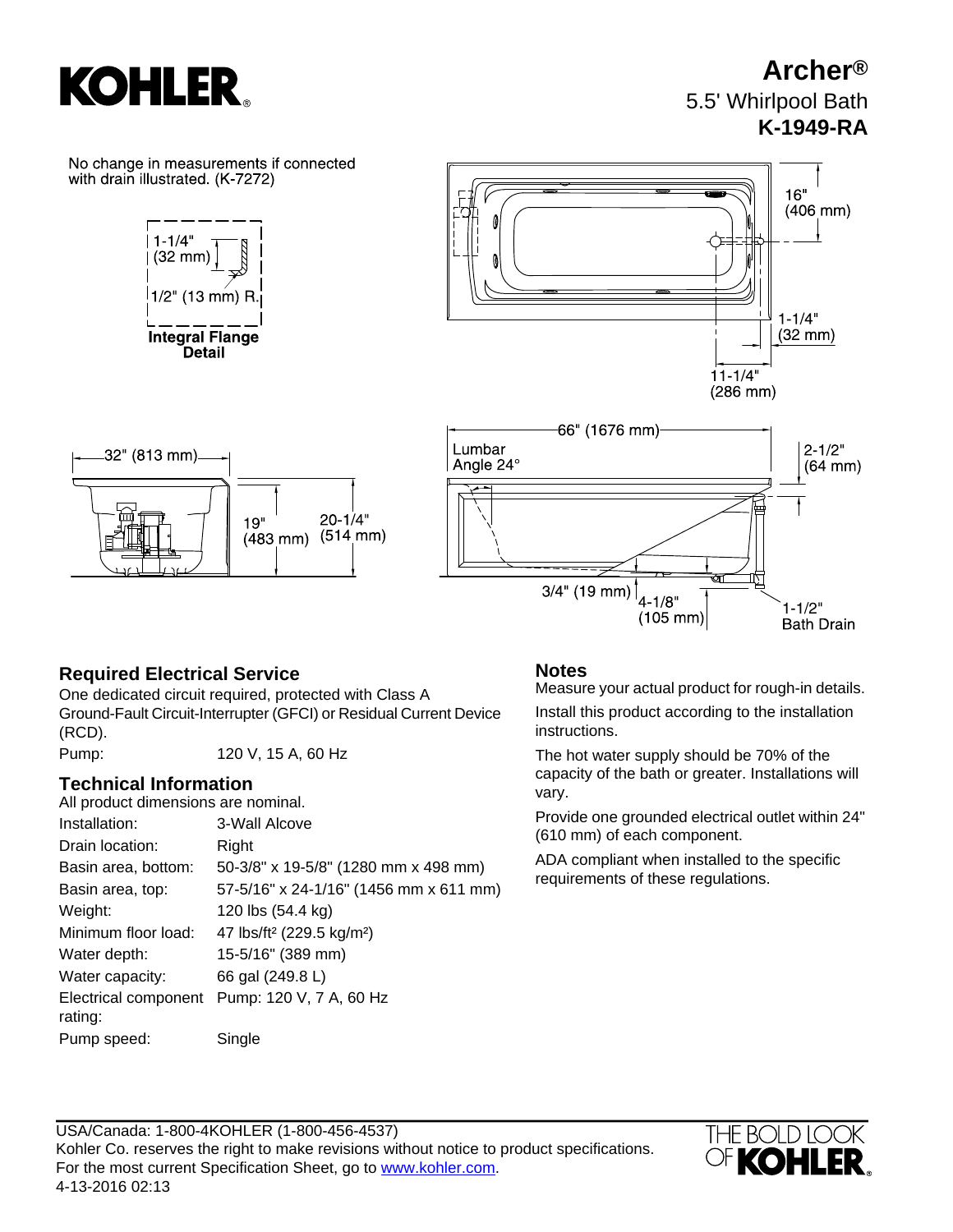# Archer®

5.5' Whirlpool Bath

**K-1949-RA**

No change in measurements if connected with drain illustrated. (K-7272)

1-1/4" (32 mm)

1/2" (13 mm) R.

**Integral Flange Detail**

16" (406 mm)

1-1/4" (32 mm)

11-1/4" (286 mm)

32" (813 mm)

19" (483 mm)

20-1/4" (514 mm)

66" (1676 mm)

Lumbar Angle 24°

2-1/2" (64 mm)

3/4" (19 mm)

4-1/8" (105 mm)

1-1/2" Bath Drain

## Required Electrical Service

One dedicated circuit required, protected with Class A Ground-Fault Circuit-Interrupter (GFCI) or Residual Current Device (RCD).

| | |
|---|---|
| Pump: | 120 V, 15 A, 60 Hz |

## Technical Information

All product dimensions are nominal.

| | |
|---|---|
| Installation: | 3-Wall Alcove |
| Drain location: | Right |
| Basin area, bottom: | 50-3/8" x 19-5/8" (1280 mm x 498 mm) |
| Basin area, top: | 57-5/16" x 24-1/16" (1456 mm x 611 mm) |
| Weight: | 120 lbs (54.4 kg) |
| Minimum floor load: | 47 lbs/ft² (229.5 kg/m²) |
| Water depth: | 15-5/16" (389 mm) |
| Water capacity: | 66 gal (249.8 L) |
| Electrical component rating: | Pump: 120 V, 7 A, 60 Hz |
| Pump speed: | Single |

## Notes

Measure your actual product for rough-in details.

Install this product according to the installation instructions.

The hot water supply should be 70% of the capacity of the bath or greater. Installations will vary.

Provide one grounded electrical outlet within 24" (610 mm) of each component.

ADA compliant when installed to the specific requirements of these regulations.

USA/Canada: 1-800-4KOHLER (1-800-456-4537)
Kohler Co. reserves the right to make revisions without notice to product specifications.
For the most current Specification Sheet, go to www.kohler.com.
4-13-2016 02:13